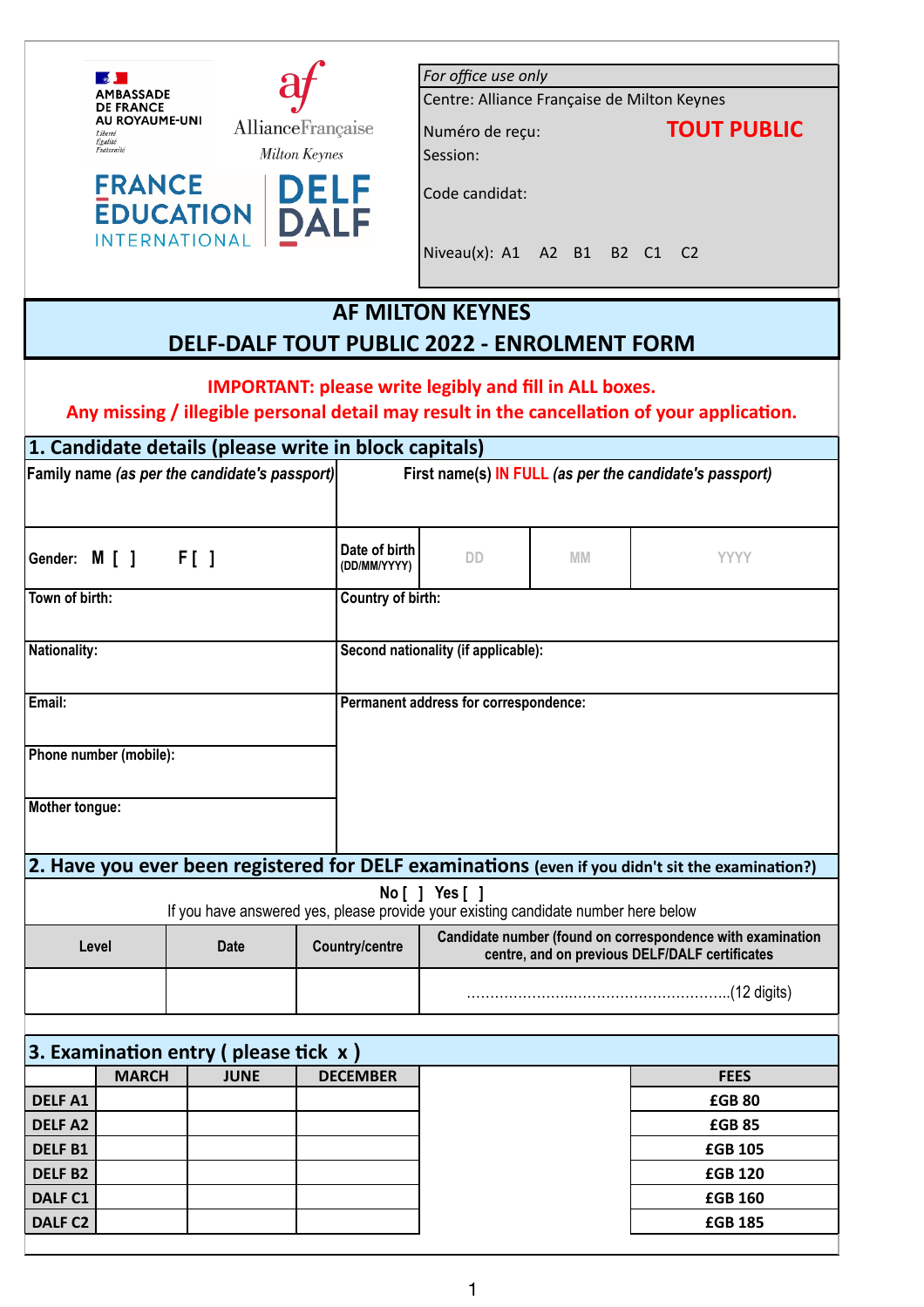AMBASSADE DE FRANCE AU ROYAUME-UNI
*Liberté Égalité Fraternité*

Alliance Française
*Milton Keynes*

FRANCE ÉDUCATION INTERNATIONAL

DELF DALF

| *For office use only* |
|---|
| Centre: Alliance Française de Milton Keynes |
| Numéro de reçu: **TOUT PUBLIC** |
| Session: |
| Code candidat: |
| Niveau(x): A1 A2 B1 B2 C1 C2 |

# AF MILTON KEYNES
# DELF-DALF TOUT PUBLIC 2022 - ENROLMENT FORM

**IMPORTANT: please write legibly and fill in ALL boxes.**
**Any missing / illegible personal detail may result in the cancellation of your application.**

## 1. Candidate details (please write in block capitals)

| **Family name** *(as per the candidate's passport)* | **First name(s)** IN FULL *(as per the candidate's passport)* | | |
|---|---|---|---|
| | | | |
| **Gender: M [ ] F [ ]** | **Date of birth** (DD/MM/YYYY) | DD | MM | YYYY |
| **Town of birth:** | **Country of birth:** | | |
| **Nationality:** | **Second nationality (if applicable):** | | |
| **Email:** | **Permanent address for correspondence:** | | |
| **Phone number (mobile):** | | | |
| **Mother tongue:** | | | |

## 2. Have you ever been registered for DELF examinations (even if you didn't sit the examination?)

**No [ ] Yes [ ]**
If you have answered yes, please provide your existing candidate number here below

| Level | Date | Country/centre | Candidate number (found on correspondence with examination centre, and on previous DELF/DALF certificates) |
|---|---|---|---|
| | | | ……………………………………………….(12 digits) |

## 3. Examination entry ( please tick x )

| | MARCH | JUNE | DECEMBER | FEES |
|---|---|---|---|---|
| **DELF A1** | | | | **£GB 80** |
| **DELF A2** | | | | **£GB 85** |
| **DELF B1** | | | | **£GB 105** |
| **DELF B2** | | | | **£GB 120** |
| **DALF C1** | | | | **£GB 160** |
| **DALF C2** | | | | **£GB 185** |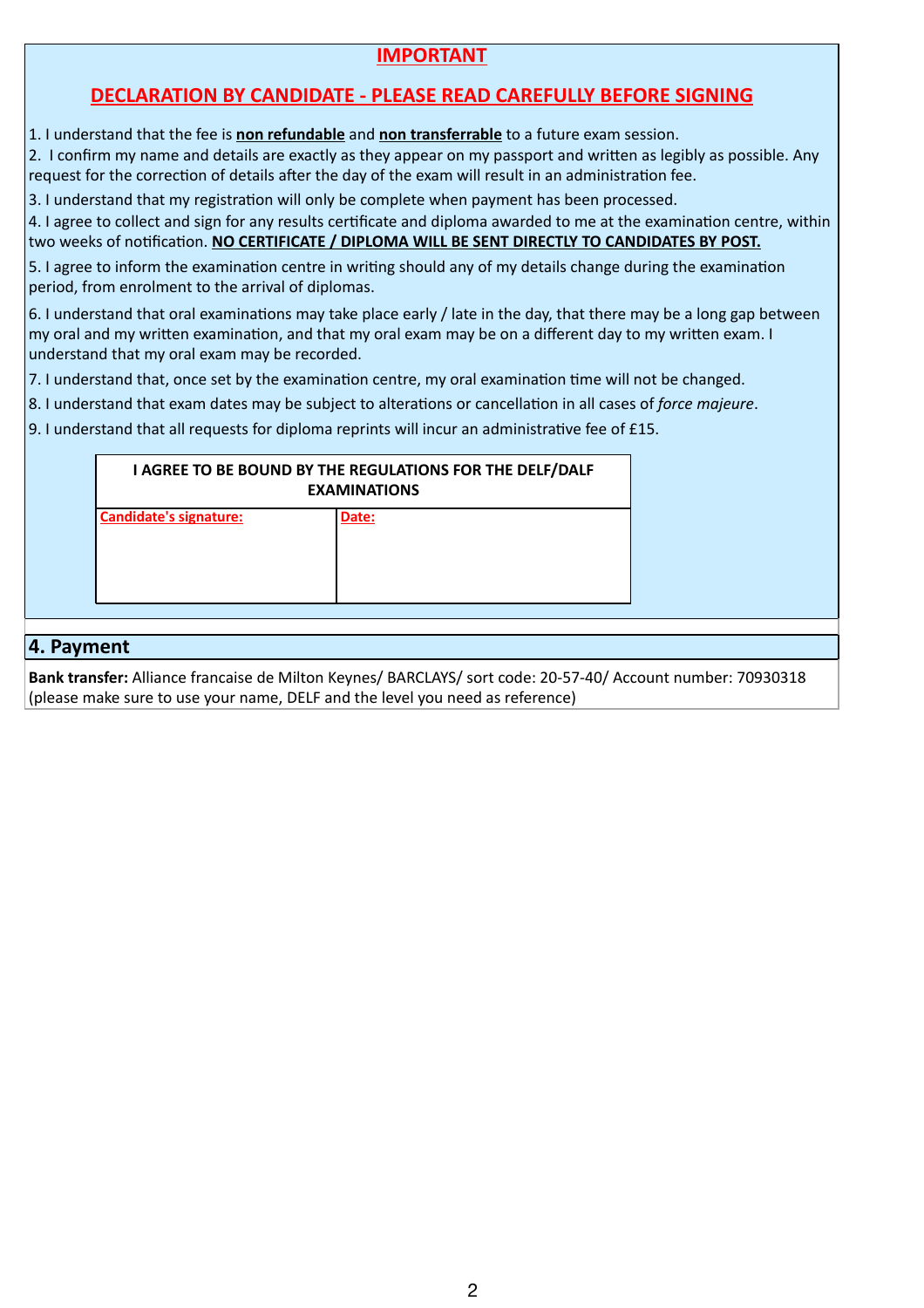## IMPORTANT

## DECLARATION BY CANDIDATE - PLEASE READ CAREFULLY BEFORE SIGNING

1. I understand that the fee is **non refundable** and **non transferrable** to a future exam session.
2. I confirm my name and details are exactly as they appear on my passport and written as legibly as possible. Any request for the correction of details after the day of the exam will result in an administration fee.
3. I understand that my registration will only be complete when payment has been processed.
4. I agree to collect and sign for any results certificate and diploma awarded to me at the examination centre, within two weeks of notification. **NO CERTIFICATE / DIPLOMA WILL BE SENT DIRECTLY TO CANDIDATES BY POST.**
5. I agree to inform the examination centre in writing should any of my details change during the examination period, from enrolment to the arrival of diplomas.
6. I understand that oral examinations may take place early / late in the day, that there may be a long gap between my oral and my written examination, and that my oral exam may be on a different day to my written exam. I understand that my oral exam may be recorded.
7. I understand that, once set by the examination centre, my oral examination time will not be changed.
8. I understand that exam dates may be subject to alterations or cancellation in all cases of *force majeure*.
9. I understand that all requests for diploma reprints will incur an administrative fee of £15.

| I AGREE TO BE BOUND BY THE REGULATIONS FOR THE DELF/DALF EXAMINATIONS | |
|---|---|
| **Candidate's signature:** | **Date:** |

## 4. Payment

**Bank transfer:** Alliance francaise de Milton Keynes/ BARCLAYS/ sort code: 20-57-40/ Account number: 70930318 (please make sure to use your name, DELF and the level you need as reference)